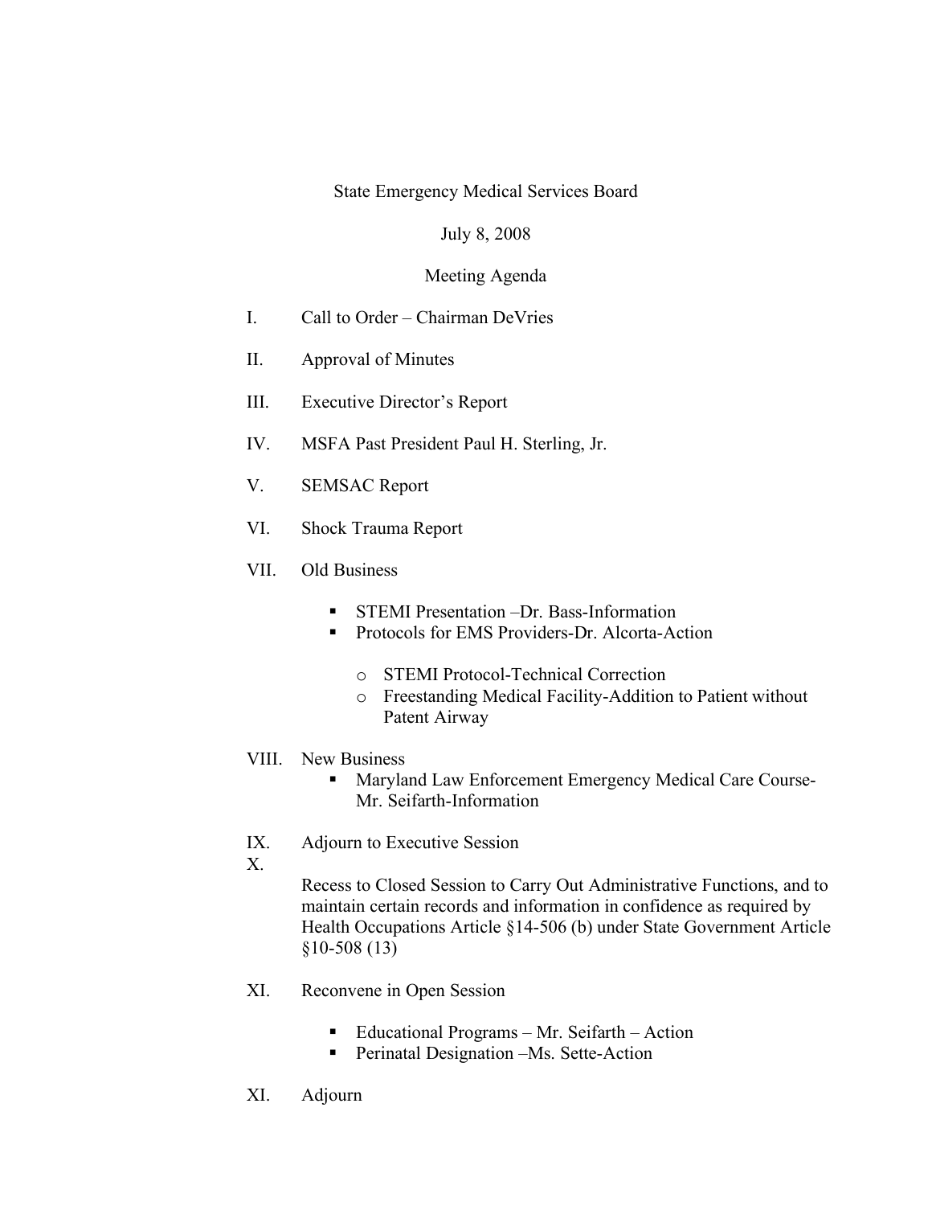State Emergency Medical Services Board

July 8, 2008

Meeting Agenda

I. Call to Order – Chairman DeVries

II. Approval of Minutes

III. Executive Director's Report

IV. MSFA Past President Paul H. Sterling, Jr.

V. SEMSAC Report

VI. Shock Trauma Report

VII. Old Business

- STEMI Presentation –Dr. Bass-Information
- Protocols for EMS Providers-Dr. Alcorta-Action
    - STEMI Protocol-Technical Correction
    - Freestanding Medical Facility-Addition to Patient without Patent Airway

VIII. New Business

- Maryland Law Enforcement Emergency Medical Care Course-Mr. Seifarth-Information

IX. Adjourn to Executive Session

X. Recess to Closed Session to Carry Out Administrative Functions, and to maintain certain records and information in confidence as required by Health Occupations Article §14-506 (b) under State Government Article §10-508 (13)

XI. Reconvene in Open Session

- Educational Programs – Mr. Seifarth – Action
- Perinatal Designation –Ms. Sette-Action

XI. Adjourn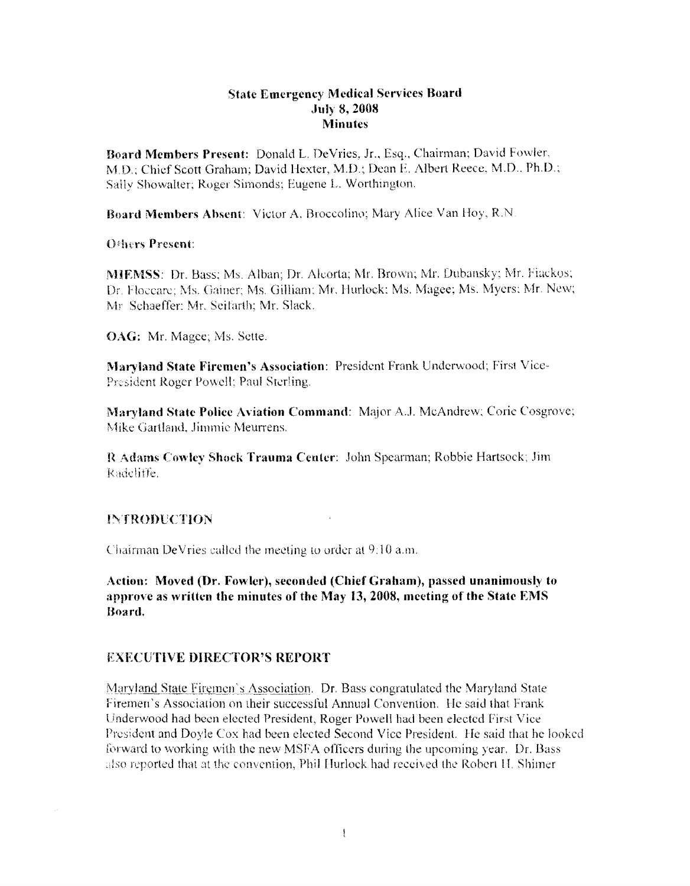**State Emergency Medical Services Board**
**July 8, 2008**
**Minutes**

**Board Members Present:** Donald L. DeVries, Jr., Esq., Chairman; David Fowler, M.D.; Chief Scott Graham; David Hexter, M.D.; Dean E. Albert Reece, M.D., Ph.D.; Sally Showalter; Roger Simonds; Eugene L. Worthington.

**Board Members Absent:** Victor A. Broccolino; Mary Alice Van Hoy, R.N.

**Others Present:**

**MIEMSS:** Dr. Bass; Ms. Alban; Dr. Alcorta; Mr. Brown; Mr. Dubansky; Mr. Fiackos; Dr. Floccare; Ms. Gainer; Ms. Gilliam; Mr. Hurlock; Ms. Magee; Ms. Myers; Mr. New; Mr. Schaeffer; Mr. Seifarth; Mr. Slack.

**OAG:** Mr. Magee; Ms. Sette.

**Maryland State Firemen's Association:** President Frank Underwood; First Vice-President Roger Powell; Paul Sterling.

**Maryland State Police Aviation Command:** Major A.J. McAndrew; Corie Cosgrove; Mike Gartland, Jimmie Meurrens.

**R Adams Cowley Shock Trauma Center:** John Spearman; Robbie Hartsock; Jim Radcliffe.

## INTRODUCTION

Chairman DeVries called the meeting to order at 9:10 a.m.

**Action: Moved (Dr. Fowler), seconded (Chief Graham), passed unanimously to approve as written the minutes of the May 13, 2008, meeting of the State EMS Board.**

## EXECUTIVE DIRECTOR'S REPORT

Maryland State Firemen's Association. Dr. Bass congratulated the Maryland State Firemen's Association on their successful Annual Convention. He said that Frank Underwood had been elected President, Roger Powell had been elected First Vice President and Doyle Cox had been elected Second Vice President. He said that he looked forward to working with the new MSFA officers during the upcoming year. Dr. Bass also reported that at the convention, Phil Hurlock had received the Robert H. Shimer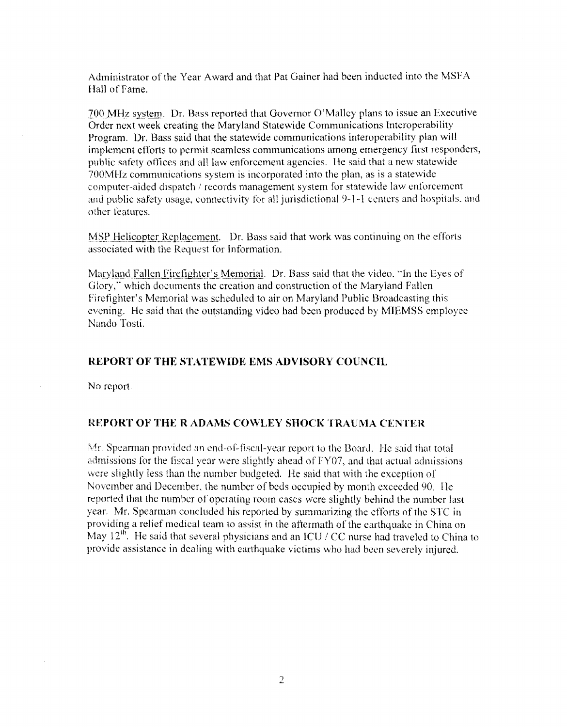Administrator of the Year Award and that Pat Gainer had been inducted into the MSFA Hall of Fame.

700 MHz system. Dr. Bass reported that Governor O'Malley plans to issue an Executive Order next week creating the Maryland Statewide Communications Interoperability Program. Dr. Bass said that the statewide communications interoperability plan will implement efforts to permit seamless communications among emergency first responders, public safety offices and all law enforcement agencies. He said that a new statewide 700MHz communications system is incorporated into the plan, as is a statewide computer-aided dispatch / records management system for statewide law enforcement and public safety usage, connectivity for all jurisdictional 9-1-1 centers and hospitals, and other features.

MSP Helicopter Replacement. Dr. Bass said that work was continuing on the efforts associated with the Request for Information.

Maryland Fallen Firefighter's Memorial. Dr. Bass said that the video, "In the Eyes of Glory," which documents the creation and construction of the Maryland Fallen Firefighter's Memorial was scheduled to air on Maryland Public Broadcasting this evening. He said that the outstanding video had been produced by MIEMSS employee Nando Tosti.

## REPORT OF THE STATEWIDE EMS ADVISORY COUNCIL

No report.

## REPORT OF THE R ADAMS COWLEY SHOCK TRAUMA CENTER

Mr. Spearman provided an end-of-fiscal-year report to the Board. He said that total admissions for the fiscal year were slightly ahead of FY07, and that actual admissions were slightly less than the number budgeted. He said that with the exception of November and December, the number of beds occupied by month exceeded 90. He reported that the number of operating room cases were slightly behind the number last year. Mr. Spearman concluded his reported by summarizing the efforts of the STC in providing a relief medical team to assist in the aftermath of the earthquake in China on May 12th. He said that several physicians and an ICU / CC nurse had traveled to China to provide assistance in dealing with earthquake victims who had been severely injured.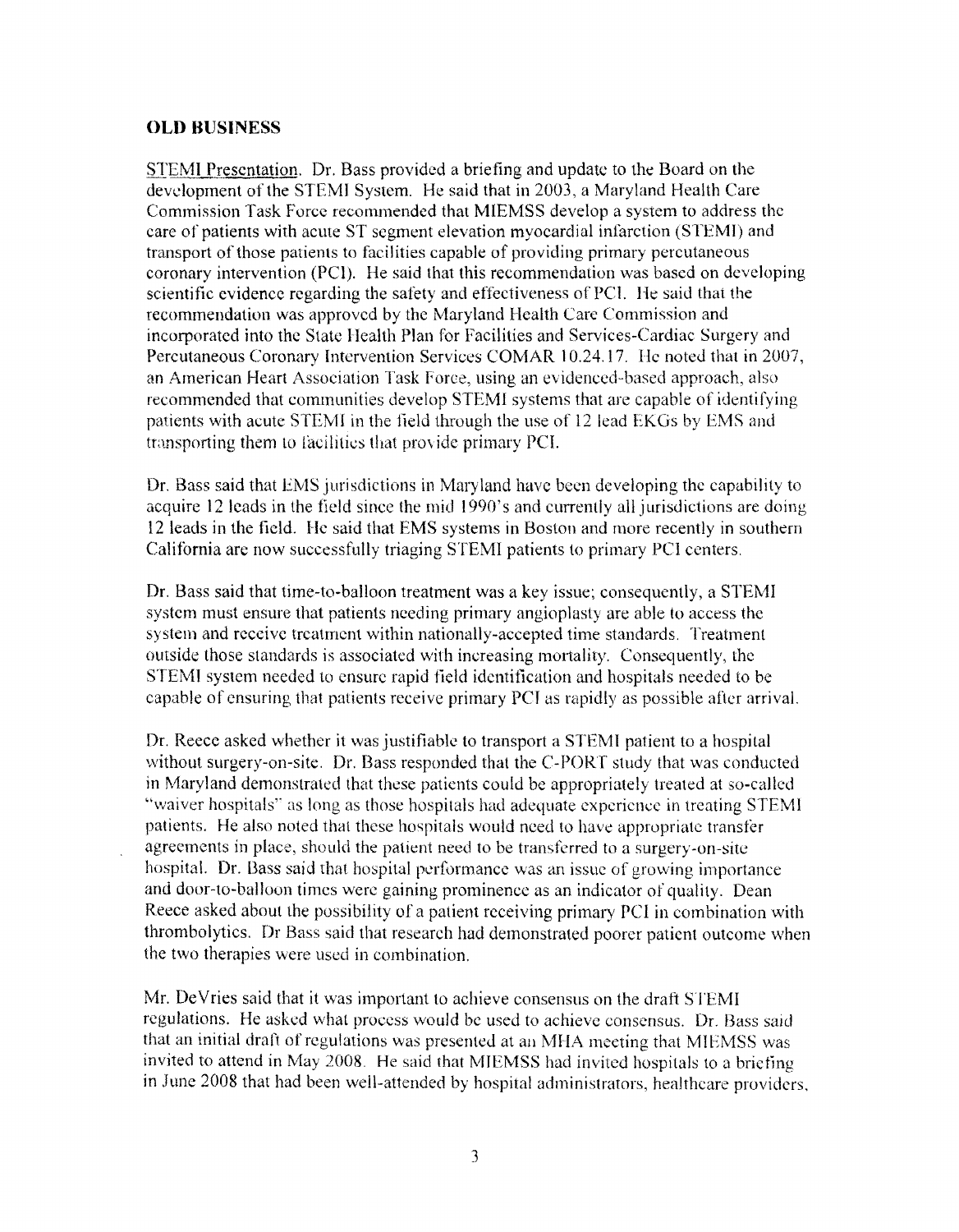## OLD BUSINESS

STEMI Presentation. Dr. Bass provided a briefing and update to the Board on the development of the STEMI System. He said that in 2003, a Maryland Health Care Commission Task Force recommended that MIEMSS develop a system to address the care of patients with acute ST segment elevation myocardial infarction (STEMI) and transport of those patients to facilities capable of providing primary percutaneous coronary intervention (PCI). He said that this recommendation was based on developing scientific evidence regarding the safety and effectiveness of PCI. He said that the recommendation was approved by the Maryland Health Care Commission and incorporated into the State Health Plan for Facilities and Services-Cardiac Surgery and Percutaneous Coronary Intervention Services COMAR 10.24.17. He noted that in 2007, an American Heart Association Task Force, using an evidenced-based approach, also recommended that communities develop STEMI systems that are capable of identifying patients with acute STEMI in the field through the use of 12 lead EKGs by EMS and transporting them to facilities that provide primary PCI.

Dr. Bass said that EMS jurisdictions in Maryland have been developing the capability to acquire 12 leads in the field since the mid 1990's and currently all jurisdictions are doing 12 leads in the field. He said that EMS systems in Boston and more recently in southern California are now successfully triaging STEMI patients to primary PCI centers.

Dr. Bass said that time-to-balloon treatment was a key issue; consequently, a STEMI system must ensure that patients needing primary angioplasty are able to access the system and receive treatment within nationally-accepted time standards. Treatment outside those standards is associated with increasing mortality. Consequently, the STEMI system needed to ensure rapid field identification and hospitals needed to be capable of ensuring that patients receive primary PCI as rapidly as possible after arrival.

Dr. Reece asked whether it was justifiable to transport a STEMI patient to a hospital without surgery-on-site. Dr. Bass responded that the C-PORT study that was conducted in Maryland demonstrated that these patients could be appropriately treated at so-called "waiver hospitals" as long as those hospitals had adequate experience in treating STEMI patients. He also noted that these hospitals would need to have appropriate transfer agreements in place, should the patient need to be transferred to a surgery-on-site hospital. Dr. Bass said that hospital performance was an issue of growing importance and door-to-balloon times were gaining prominence as an indicator of quality. Dean Reece asked about the possibility of a patient receiving primary PCI in combination with thrombolytics. Dr Bass said that research had demonstrated poorer patient outcome when the two therapies were used in combination.

Mr. DeVries said that it was important to achieve consensus on the draft STEMI regulations. He asked what process would be used to achieve consensus. Dr. Bass said that an initial draft of regulations was presented at an MHA meeting that MIEMSS was invited to attend in May 2008. He said that MIEMSS had invited hospitals to a briefing in June 2008 that had been well-attended by hospital administrators, healthcare providers,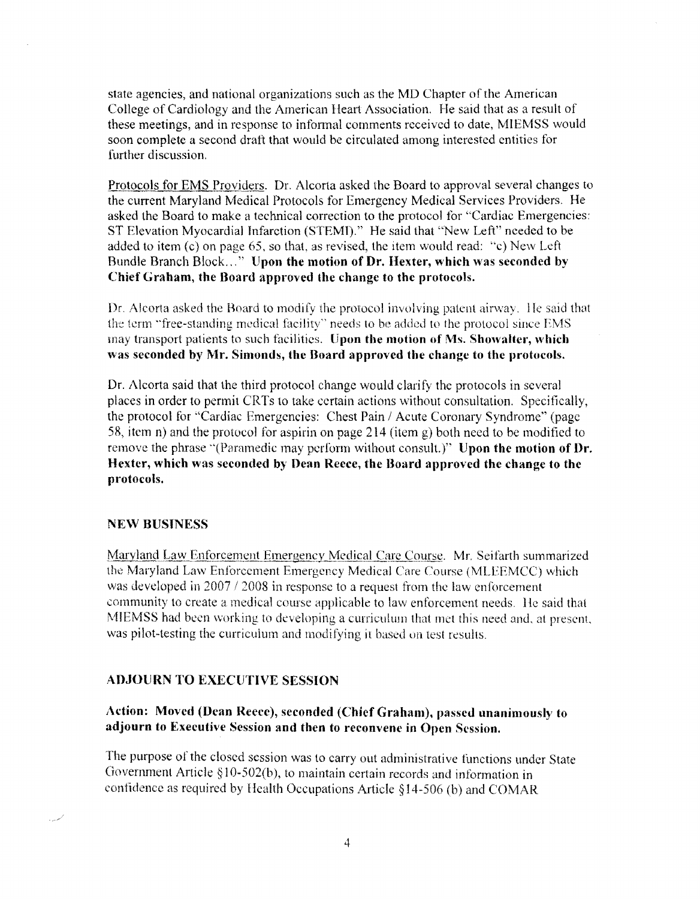state agencies, and national organizations such as the MD Chapter of the American College of Cardiology and the American Heart Association. He said that as a result of these meetings, and in response to informal comments received to date, MIEMSS would soon complete a second draft that would be circulated among interested entities for further discussion.

Protocols for EMS Providers. Dr. Alcorta asked the Board to approval several changes to the current Maryland Medical Protocols for Emergency Medical Services Providers. He asked the Board to make a technical correction to the protocol for "Cardiac Emergencies: ST Elevation Myocardial Infarction (STEMI)." He said that "New Left" needed to be added to item (c) on page 65, so that, as revised, the item would read: "c) New Left Bundle Branch Block…" **Upon the motion of Dr. Hexter, which was seconded by Chief Graham, the Board approved the change to the protocols.**

Dr. Alcorta asked the Board to modify the protocol involving patent airway. He said that the term "free-standing medical facility" needs to be added to the protocol since EMS may transport patients to such facilities. **Upon the motion of Ms. Showalter, which was seconded by Mr. Simonds, the Board approved the change to the protocols.**

Dr. Alcorta said that the third protocol change would clarify the protocols in several places in order to permit CRTs to take certain actions without consultation. Specifically, the protocol for "Cardiac Emergencies: Chest Pain / Acute Coronary Syndrome" (page 58, item n) and the protocol for aspirin on page 214 (item g) both need to be modified to remove the phrase "(Paramedic may perform without consult.)" **Upon the motion of Dr. Hexter, which was seconded by Dean Reece, the Board approved the change to the protocols.**

## NEW BUSINESS

Maryland Law Enforcement Emergency Medical Care Course. Mr. Seifarth summarized the Maryland Law Enforcement Emergency Medical Care Course (MLEEMCC) which was developed in 2007 / 2008 in response to a request from the law enforcement community to create a medical course applicable to law enforcement needs. He said that MIEMSS had been working to developing a curriculum that met this need and, at present, was pilot-testing the curriculum and modifying it based on test results.

## ADJOURN TO EXECUTIVE SESSION

**Action: Moved (Dean Reece), seconded (Chief Graham), passed unanimously to adjourn to Executive Session and then to reconvene in Open Session.**

The purpose of the closed session was to carry out administrative functions under State Government Article §10-502(b), to maintain certain records and information in confidence as required by Health Occupations Article §14-506 (b) and COMAR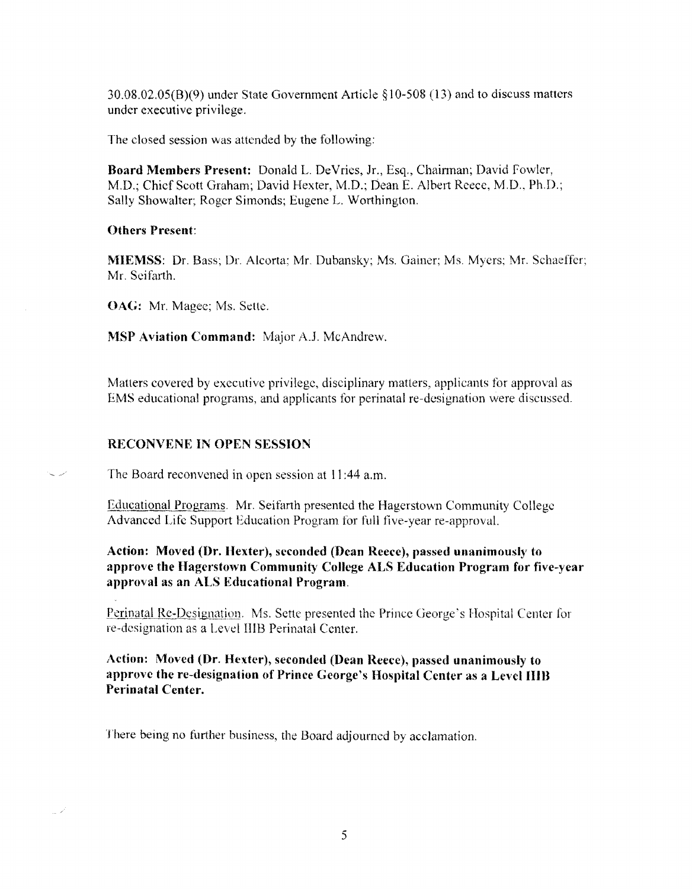30.08.02.05(B)(9) under State Government Article §10-508 (13) and to discuss matters under executive privilege.

The closed session was attended by the following:

**Board Members Present:** Donald L. DeVries, Jr., Esq., Chairman; David Fowler, M.D.; Chief Scott Graham; David Hexter, M.D.; Dean E. Albert Reece, M.D., Ph.D.; Sally Showalter; Roger Simonds; Eugene L. Worthington.

**Others Present**:

**MIEMSS**: Dr. Bass; Dr. Alcorta; Mr. Dubansky; Ms. Gainer; Ms. Myers; Mr. Schaeffer; Mr. Seifarth.

**OAG:** Mr. Magee; Ms. Sette.

**MSP Aviation Command:** Major A.J. McAndrew.

Matters covered by executive privilege, disciplinary matters, applicants for approval as EMS educational programs, and applicants for perinatal re-designation were discussed.

## RECONVENE IN OPEN SESSION

The Board reconvened in open session at 11:44 a.m.

Educational Programs. Mr. Seifarth presented the Hagerstown Community College Advanced Life Support Education Program for full five-year re-approval.

**Action: Moved (Dr. Hexter), seconded (Dean Reece), passed unanimously to approve the Hagerstown Community College ALS Education Program for five-year approval as an ALS Educational Program.**

Perinatal Re-Designation. Ms. Sette presented the Prince George's Hospital Center for re-designation as a Level IIIB Perinatal Center.

**Action: Moved (Dr. Hexter), seconded (Dean Reece), passed unanimously to approve the re-designation of Prince George's Hospital Center as a Level IIIB Perinatal Center.**

There being no further business, the Board adjourned by acclamation.